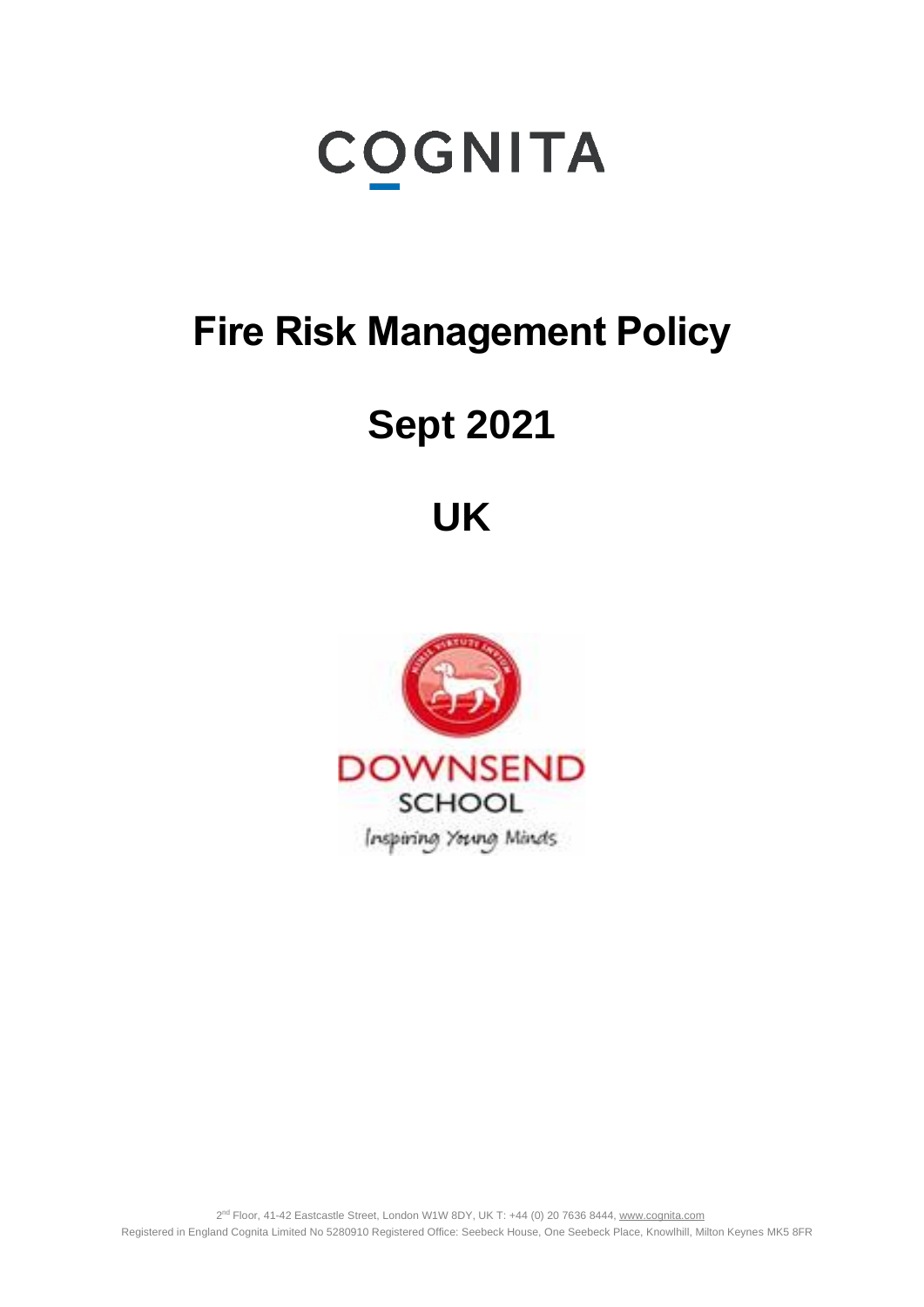COGNITA

# Fire Risk Management Policy

# Sept 2021

# UK

DOWNSEND
SCHOOL
Inspiring Young Minds

2nd Floor, 41-42 Eastcastle Street, London W1W 8DY, UK T: +44 (0) 20 7636 8444, www.cognita.com
Registered in England Cognita Limited No 5280910 Registered Office: Seebeck House, One Seebeck Place, Knowlhill, Milton Keynes MK5 8FR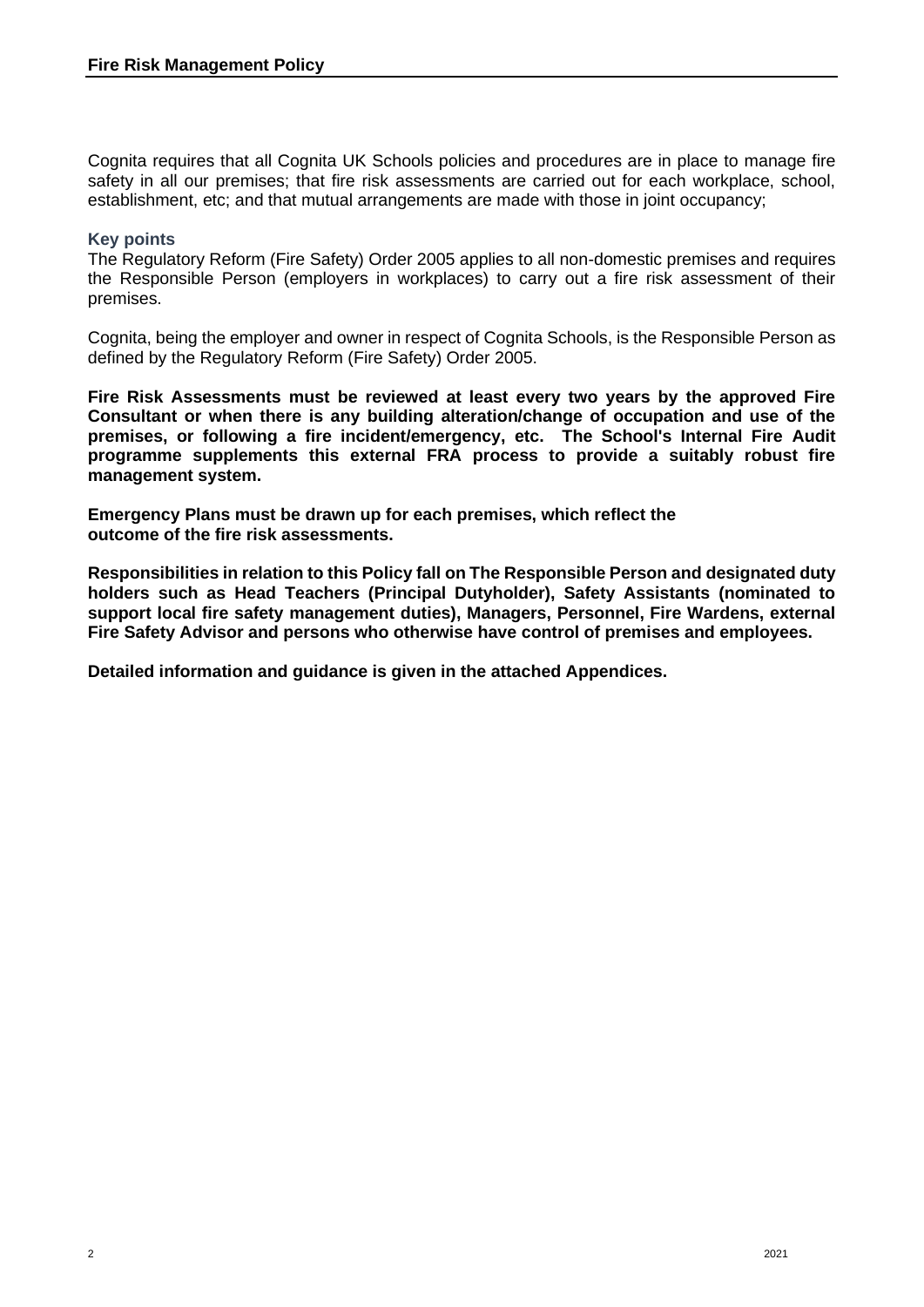Cognita requires that all Cognita UK Schools policies and procedures are in place to manage fire safety in all our premises; that fire risk assessments are carried out for each workplace, school, establishment, etc; and that mutual arrangements are made with those in joint occupancy;

### Key points

The Regulatory Reform (Fire Safety) Order 2005 applies to all non-domestic premises and requires the Responsible Person (employers in workplaces) to carry out a fire risk assessment of their premises.

Cognita, being the employer and owner in respect of Cognita Schools, is the Responsible Person as defined by the Regulatory Reform (Fire Safety) Order 2005.

**Fire Risk Assessments must be reviewed at least every two years by the approved Fire Consultant or when there is any building alteration/change of occupation and use of the premises, or following a fire incident/emergency, etc. The School's Internal Fire Audit programme supplements this external FRA process to provide a suitably robust fire management system.**

**Emergency Plans must be drawn up for each premises, which reflect the outcome of the fire risk assessments.**

**Responsibilities in relation to this Policy fall on The Responsible Person and designated duty holders such as Head Teachers (Principal Dutyholder), Safety Assistants (nominated to support local fire safety management duties), Managers, Personnel, Fire Wardens, external Fire Safety Advisor and persons who otherwise have control of premises and employees.**

**Detailed information and guidance is given in the attached Appendices.**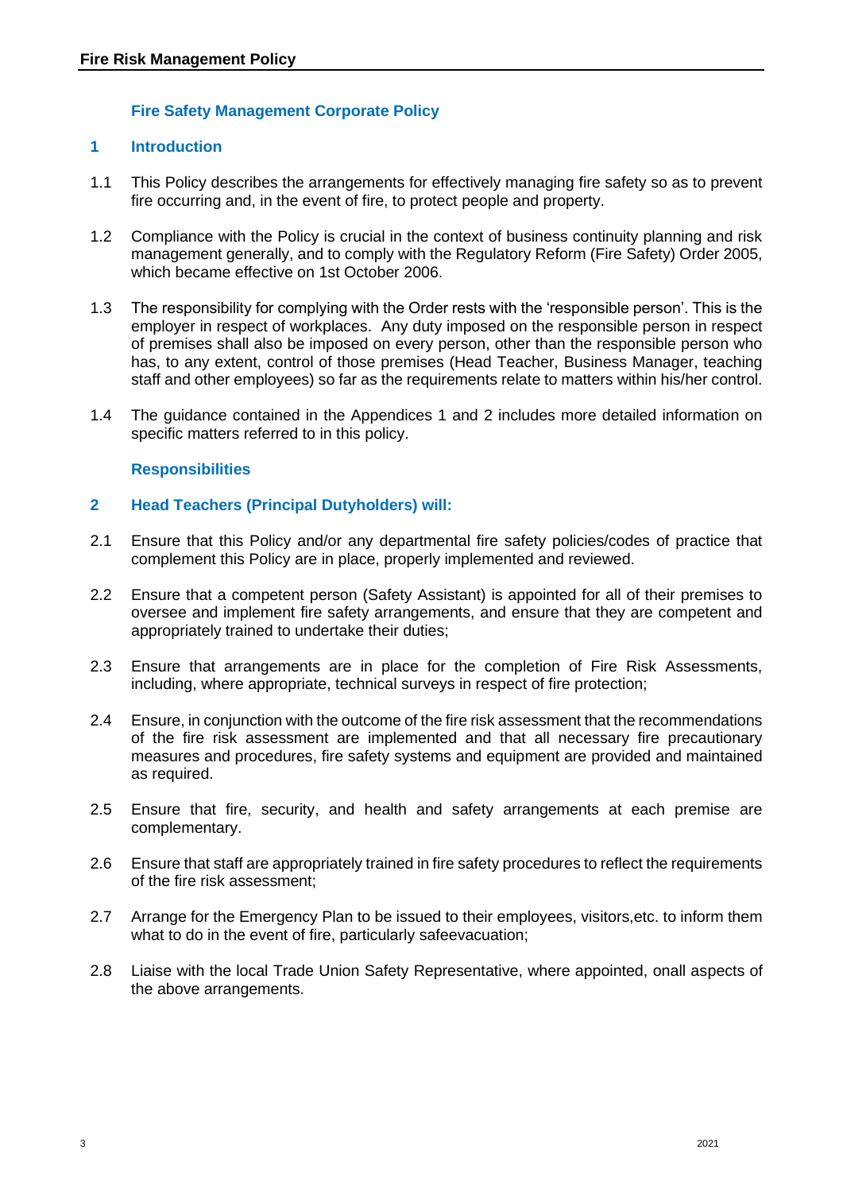## Fire Safety Management Corporate Policy

### 1 Introduction

1.1 This Policy describes the arrangements for effectively managing fire safety so as to prevent fire occurring and, in the event of fire, to protect people and property.

1.2 Compliance with the Policy is crucial in the context of business continuity planning and risk management generally, and to comply with the Regulatory Reform (Fire Safety) Order 2005, which became effective on 1st October 2006.

1.3 The responsibility for complying with the Order rests with the 'responsible person'. This is the employer in respect of workplaces. Any duty imposed on the responsible person in respect of premises shall also be imposed on every person, other than the responsible person who has, to any extent, control of those premises (Head Teacher, Business Manager, teaching staff and other employees) so far as the requirements relate to matters within his/her control.

1.4 The guidance contained in the Appendices 1 and 2 includes more detailed information on specific matters referred to in this policy.

### Responsibilities

### 2 Head Teachers (Principal Dutyholders) will:

2.1 Ensure that this Policy and/or any departmental fire safety policies/codes of practice that complement this Policy are in place, properly implemented and reviewed.

2.2 Ensure that a competent person (Safety Assistant) is appointed for all of their premises to oversee and implement fire safety arrangements, and ensure that they are competent and appropriately trained to undertake their duties;

2.3 Ensure that arrangements are in place for the completion of Fire Risk Assessments, including, where appropriate, technical surveys in respect of fire protection;

2.4 Ensure, in conjunction with the outcome of the fire risk assessment that the recommendations of the fire risk assessment are implemented and that all necessary fire precautionary measures and procedures, fire safety systems and equipment are provided and maintained as required.

2.5 Ensure that fire, security, and health and safety arrangements at each premise are complementary.

2.6 Ensure that staff are appropriately trained in fire safety procedures to reflect the requirements of the fire risk assessment;

2.7 Arrange for the Emergency Plan to be issued to their employees, visitors,etc. to inform them what to do in the event of fire, particularly safeevacuation;

2.8 Liaise with the local Trade Union Safety Representative, where appointed, onall aspects of the above arrangements.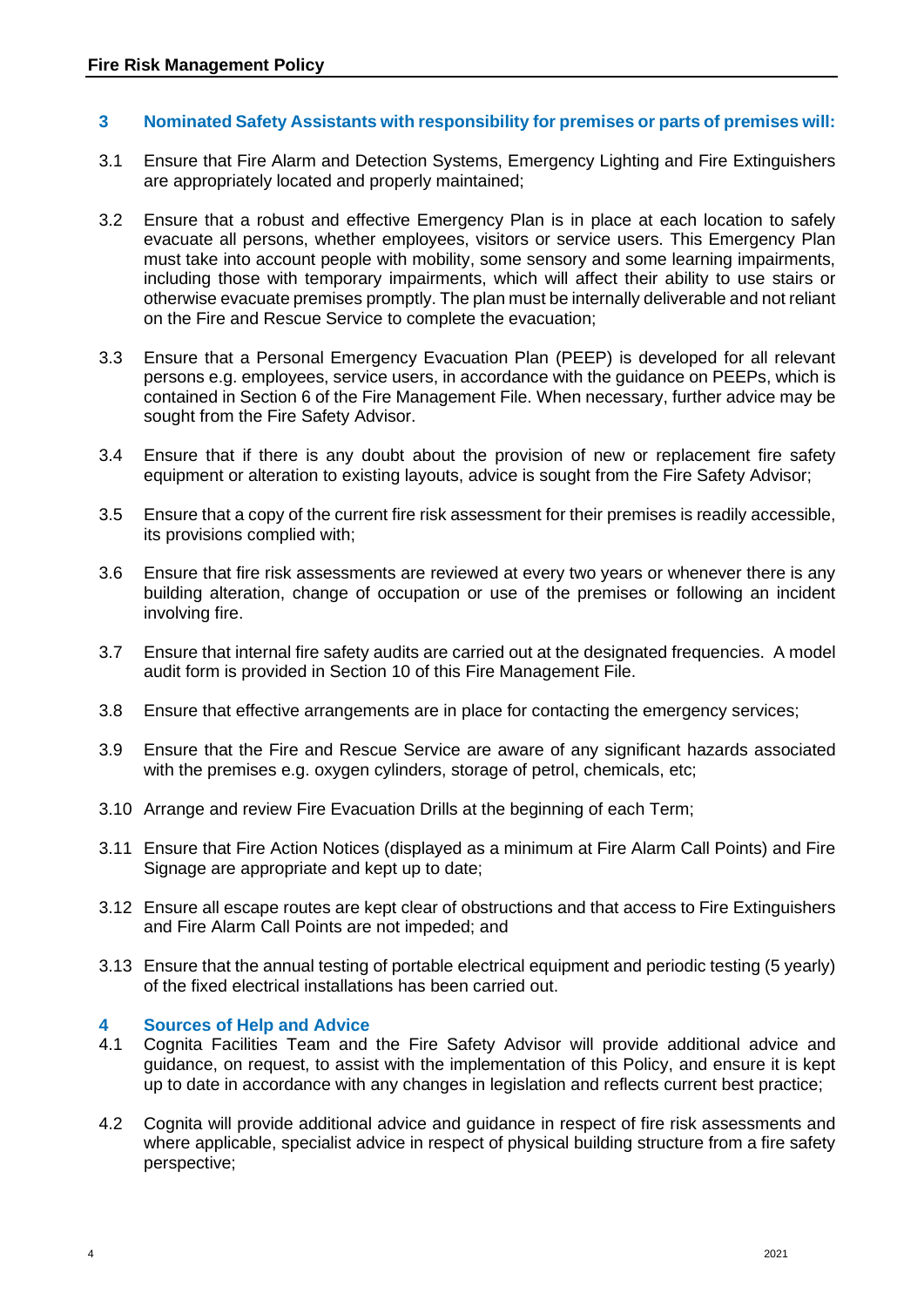## 3 Nominated Safety Assistants with responsibility for premises or parts of premises will:

3.1 Ensure that Fire Alarm and Detection Systems, Emergency Lighting and Fire Extinguishers are appropriately located and properly maintained;

3.2 Ensure that a robust and effective Emergency Plan is in place at each location to safely evacuate all persons, whether employees, visitors or service users. This Emergency Plan must take into account people with mobility, some sensory and some learning impairments, including those with temporary impairments, which will affect their ability to use stairs or otherwise evacuate premises promptly. The plan must be internally deliverable and not reliant on the Fire and Rescue Service to complete the evacuation;

3.3 Ensure that a Personal Emergency Evacuation Plan (PEEP) is developed for all relevant persons e.g. employees, service users, in accordance with the guidance on PEEPs, which is contained in Section 6 of the Fire Management File. When necessary, further advice may be sought from the Fire Safety Advisor.

3.4 Ensure that if there is any doubt about the provision of new or replacement fire safety equipment or alteration to existing layouts, advice is sought from the Fire Safety Advisor;

3.5 Ensure that a copy of the current fire risk assessment for their premises is readily accessible, its provisions complied with;

3.6 Ensure that fire risk assessments are reviewed at every two years or whenever there is any building alteration, change of occupation or use of the premises or following an incident involving fire.

3.7 Ensure that internal fire safety audits are carried out at the designated frequencies. A model audit form is provided in Section 10 of this Fire Management File.

3.8 Ensure that effective arrangements are in place for contacting the emergency services;

3.9 Ensure that the Fire and Rescue Service are aware of any significant hazards associated with the premises e.g. oxygen cylinders, storage of petrol, chemicals, etc;

3.10 Arrange and review Fire Evacuation Drills at the beginning of each Term;

3.11 Ensure that Fire Action Notices (displayed as a minimum at Fire Alarm Call Points) and Fire Signage are appropriate and kept up to date;

3.12 Ensure all escape routes are kept clear of obstructions and that access to Fire Extinguishers and Fire Alarm Call Points are not impeded; and

3.13 Ensure that the annual testing of portable electrical equipment and periodic testing (5 yearly) of the fixed electrical installations has been carried out.

## 4 Sources of Help and Advice

4.1 Cognita Facilities Team and the Fire Safety Advisor will provide additional advice and guidance, on request, to assist with the implementation of this Policy, and ensure it is kept up to date in accordance with any changes in legislation and reflects current best practice;

4.2 Cognita will provide additional advice and guidance in respect of fire risk assessments and where applicable, specialist advice in respect of physical building structure from a fire safety perspective;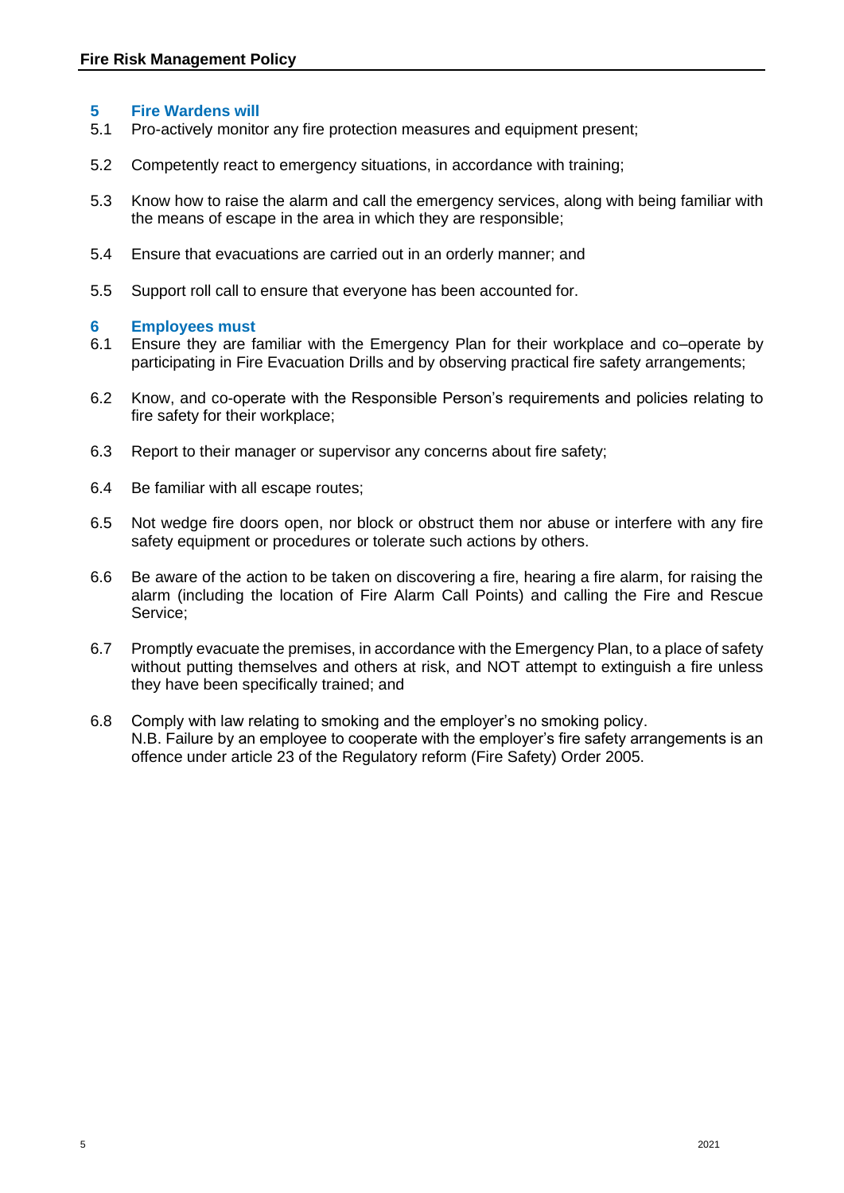## 5 Fire Wardens will

5.1 Pro-actively monitor any fire protection measures and equipment present;

5.2 Competently react to emergency situations, in accordance with training;

5.3 Know how to raise the alarm and call the emergency services, along with being familiar with the means of escape in the area in which they are responsible;

5.4 Ensure that evacuations are carried out in an orderly manner; and

5.5 Support roll call to ensure that everyone has been accounted for.

## 6 Employees must

6.1 Ensure they are familiar with the Emergency Plan for their workplace and co–operate by participating in Fire Evacuation Drills and by observing practical fire safety arrangements;

6.2 Know, and co-operate with the Responsible Person's requirements and policies relating to fire safety for their workplace;

6.3 Report to their manager or supervisor any concerns about fire safety;

6.4 Be familiar with all escape routes;

6.5 Not wedge fire doors open, nor block or obstruct them nor abuse or interfere with any fire safety equipment or procedures or tolerate such actions by others.

6.6 Be aware of the action to be taken on discovering a fire, hearing a fire alarm, for raising the alarm (including the location of Fire Alarm Call Points) and calling the Fire and Rescue Service;

6.7 Promptly evacuate the premises, in accordance with the Emergency Plan, to a place of safety without putting themselves and others at risk, and NOT attempt to extinguish a fire unless they have been specifically trained; and

6.8 Comply with law relating to smoking and the employer's no smoking policy.
N.B. Failure by an employee to cooperate with the employer's fire safety arrangements is an offence under article 23 of the Regulatory reform (Fire Safety) Order 2005.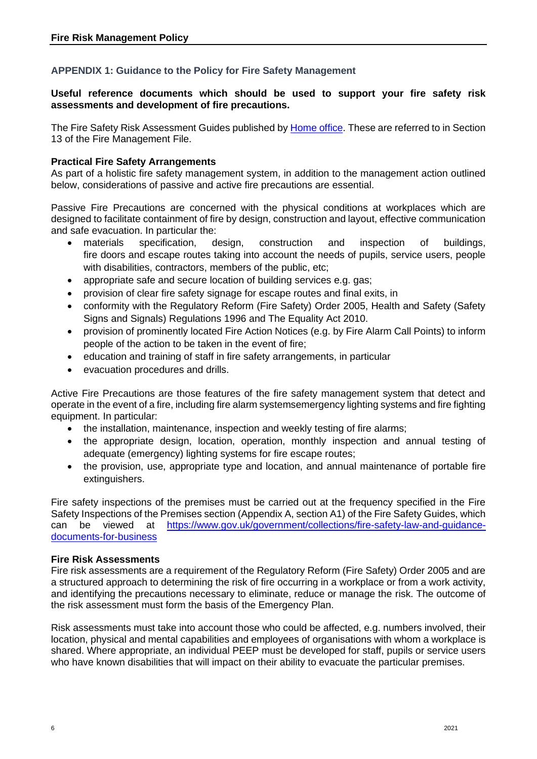## APPENDIX 1: Guidance to the Policy for Fire Safety Management

**Useful reference documents which should be used to support your fire safety risk assessments and development of fire precautions.**

The Fire Safety Risk Assessment Guides published by [Home office](). These are referred to in Section 13 of the Fire Management File.

**Practical Fire Safety Arrangements**
As part of a holistic fire safety management system, in addition to the management action outlined below, considerations of passive and active fire precautions are essential.

Passive Fire Precautions are concerned with the physical conditions at workplaces which are designed to facilitate containment of fire by design, construction and layout, effective communication and safe evacuation. In particular the:

- materials specification, design, construction and inspection of buildings, fire doors and escape routes taking into account the needs of pupils, service users, people with disabilities, contractors, members of the public, etc;
- appropriate safe and secure location of building services e.g. gas;
- provision of clear fire safety signage for escape routes and final exits, in
- conformity with the Regulatory Reform (Fire Safety) Order 2005, Health and Safety (Safety Signs and Signals) Regulations 1996 and The Equality Act 2010.
- provision of prominently located Fire Action Notices (e.g. by Fire Alarm Call Points) to inform people of the action to be taken in the event of fire;
- education and training of staff in fire safety arrangements, in particular
- evacuation procedures and drills.

Active Fire Precautions are those features of the fire safety management system that detect and operate in the event of a fire, including fire alarm systemsemergency lighting systems and fire fighting equipment. In particular:

- the installation, maintenance, inspection and weekly testing of fire alarms;
- the appropriate design, location, operation, monthly inspection and annual testing of adequate (emergency) lighting systems for fire escape routes;
- the provision, use, appropriate type and location, and annual maintenance of portable fire extinguishers.

Fire safety inspections of the premises must be carried out at the frequency specified in the Fire Safety Inspections of the Premises section (Appendix A, section A1) of the Fire Safety Guides, which can be viewed at https://www.gov.uk/government/collections/fire-safety-law-and-guidance-documents-for-business

**Fire Risk Assessments**
Fire risk assessments are a requirement of the Regulatory Reform (Fire Safety) Order 2005 and are a structured approach to determining the risk of fire occurring in a workplace or from a work activity, and identifying the precautions necessary to eliminate, reduce or manage the risk. The outcome of the risk assessment must form the basis of the Emergency Plan.

Risk assessments must take into account those who could be affected, e.g. numbers involved, their location, physical and mental capabilities and employees of organisations with whom a workplace is shared. Where appropriate, an individual PEEP must be developed for staff, pupils or service users who have known disabilities that will impact on their ability to evacuate the particular premises.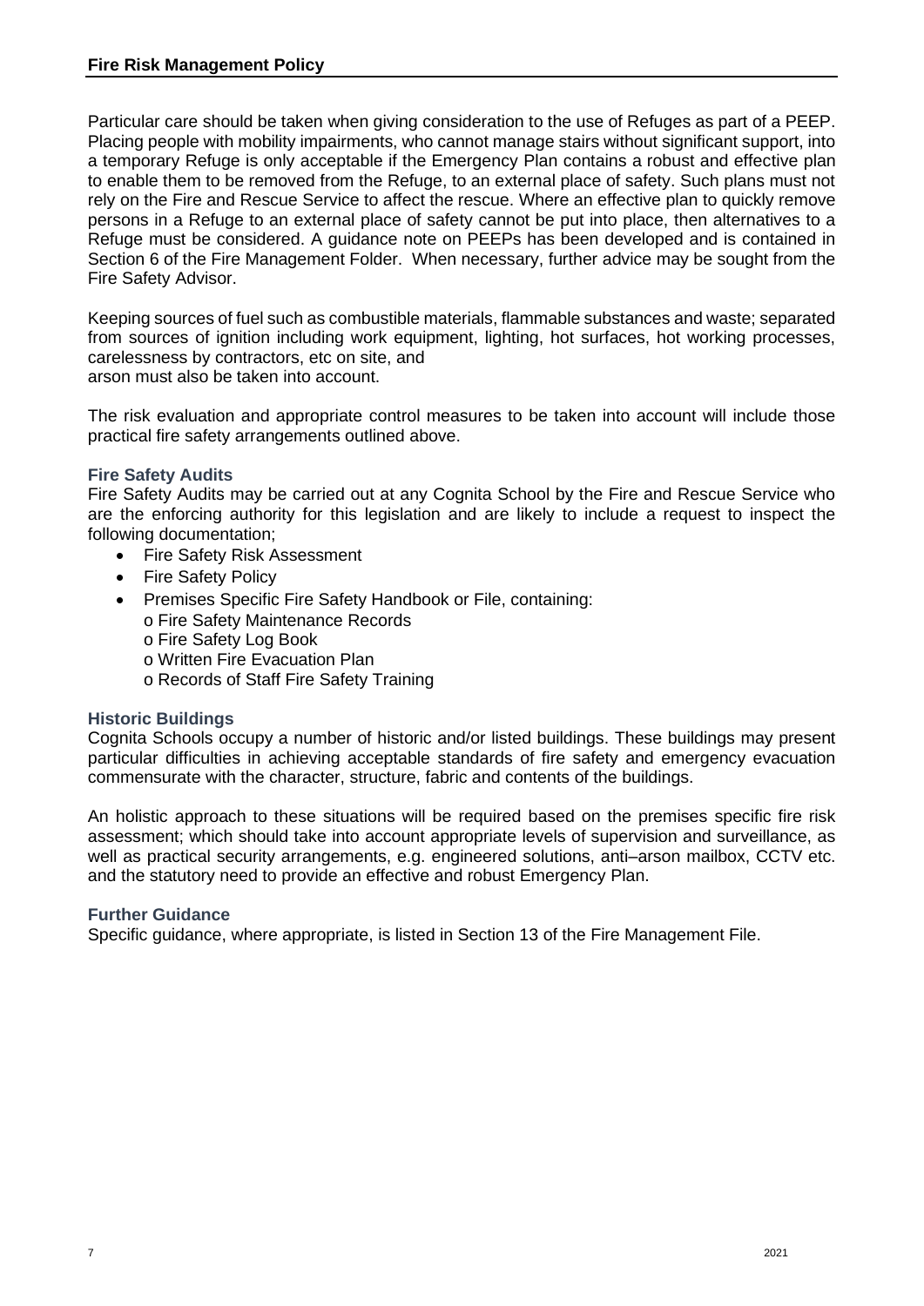Particular care should be taken when giving consideration to the use of Refuges as part of a PEEP. Placing people with mobility impairments, who cannot manage stairs without significant support, into a temporary Refuge is only acceptable if the Emergency Plan contains a robust and effective plan to enable them to be removed from the Refuge, to an external place of safety. Such plans must not rely on the Fire and Rescue Service to affect the rescue. Where an effective plan to quickly remove persons in a Refuge to an external place of safety cannot be put into place, then alternatives to a Refuge must be considered. A guidance note on PEEPs has been developed and is contained in Section 6 of the Fire Management Folder. When necessary, further advice may be sought from the Fire Safety Advisor.

Keeping sources of fuel such as combustible materials, flammable substances and waste; separated from sources of ignition including work equipment, lighting, hot surfaces, hot working processes, carelessness by contractors, etc on site, and
arson must also be taken into account.

The risk evaluation and appropriate control measures to be taken into account will include those practical fire safety arrangements outlined above.

### Fire Safety Audits

Fire Safety Audits may be carried out at any Cognita School by the Fire and Rescue Service who are the enforcing authority for this legislation and are likely to include a request to inspect the following documentation;

- Fire Safety Risk Assessment
- Fire Safety Policy
- Premises Specific Fire Safety Handbook or File, containing:
  - Fire Safety Maintenance Records
  - Fire Safety Log Book
  - Written Fire Evacuation Plan
  - Records of Staff Fire Safety Training

### Historic Buildings

Cognita Schools occupy a number of historic and/or listed buildings. These buildings may present particular difficulties in achieving acceptable standards of fire safety and emergency evacuation commensurate with the character, structure, fabric and contents of the buildings.

An holistic approach to these situations will be required based on the premises specific fire risk assessment; which should take into account appropriate levels of supervision and surveillance, as well as practical security arrangements, e.g. engineered solutions, anti–arson mailbox, CCTV etc. and the statutory need to provide an effective and robust Emergency Plan.

### Further Guidance

Specific guidance, where appropriate, is listed in Section 13 of the Fire Management File.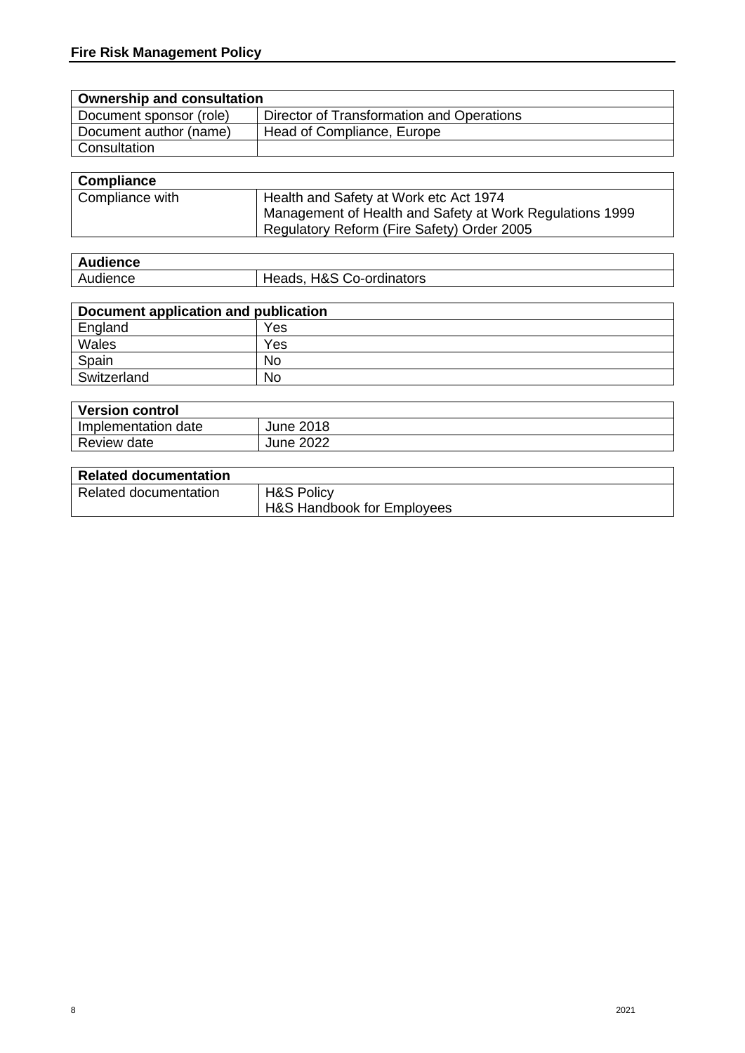| Ownership and consultation | |
| --- | --- |
| Document sponsor (role) | Director of Transformation and Operations |
| Document author (name) | Head of Compliance, Europe |
| Consultation | |

| Compliance | |
| --- | --- |
| Compliance with | Health and Safety at Work etc Act 1974<br>Management of Health and Safety at Work Regulations 1999<br>Regulatory Reform (Fire Safety) Order 2005 |

| Audience | |
| --- | --- |
| Audience | Heads, H&S Co-ordinators |

| Document application and publication | |
| --- | --- |
| England | Yes |
| Wales | Yes |
| Spain | No |
| Switzerland | No |

| Version control | |
| --- | --- |
| Implementation date | June 2018 |
| Review date | June 2022 |

| Related documentation | |
| --- | --- |
| Related documentation | H&S Policy<br>H&S Handbook for Employees |